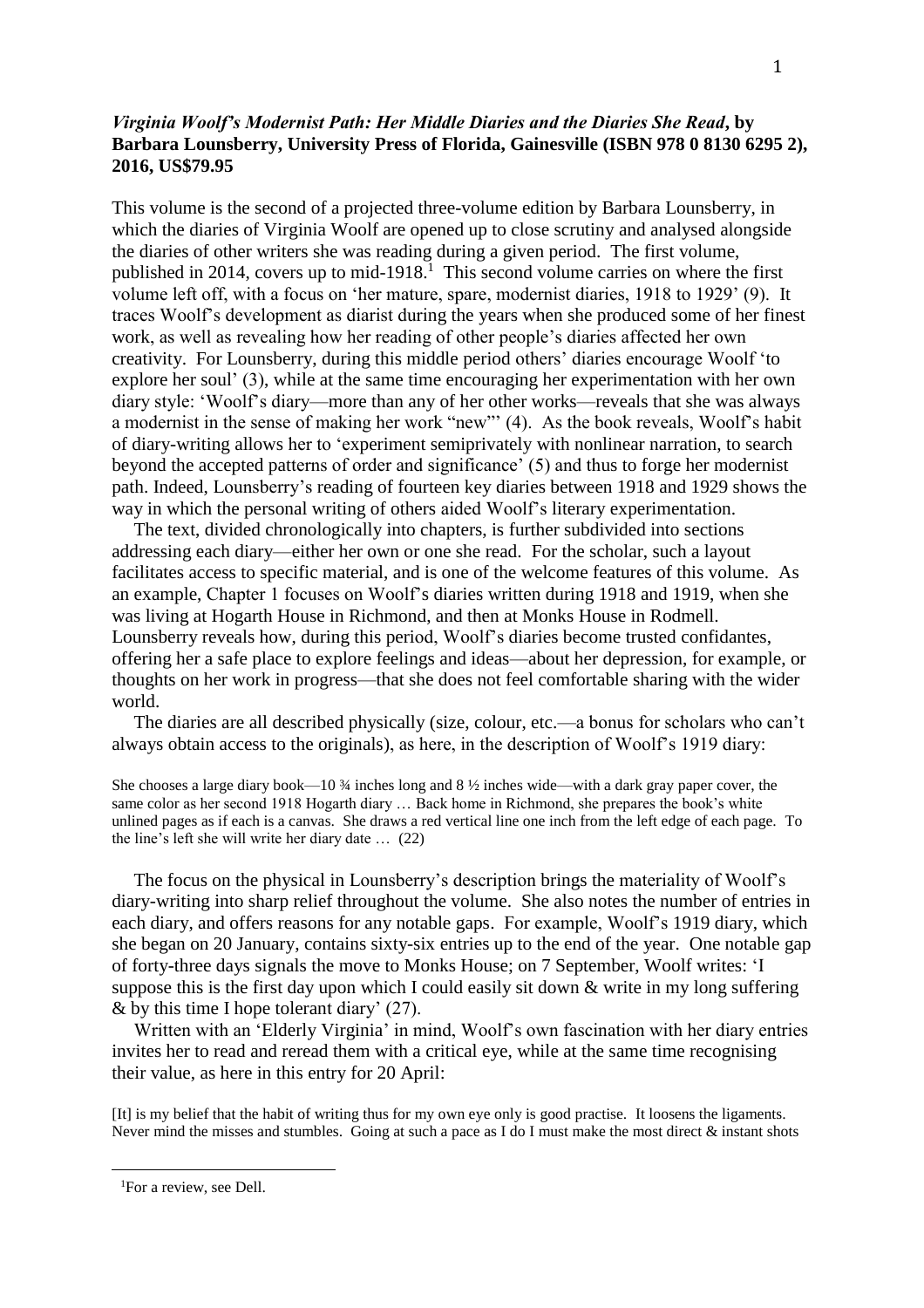***Virginia Woolf's Modernist Path: Her Middle Diaries and the Diaries She Read*, by Barbara Lounsberry, University Press of Florida, Gainesville (ISBN 978 0 8130 6295 2), 2016, US$79.95**

This volume is the second of a projected three-volume edition by Barbara Lounsberry, in which the diaries of Virginia Woolf are opened up to close scrutiny and analysed alongside the diaries of other writers she was reading during a given period. The first volume, published in 2014, covers up to mid-1918.[1] This second volume carries on where the first volume left off, with a focus on 'her mature, spare, modernist diaries, 1918 to 1929' (9). It traces Woolf's development as diarist during the years when she produced some of her finest work, as well as revealing how her reading of other people's diaries affected her own creativity. For Lounsberry, during this middle period others' diaries encourage Woolf 'to explore her soul' (3), while at the same time encouraging her experimentation with her own diary style: 'Woolf's diary—more than any of her other works—reveals that she was always a modernist in the sense of making her work "new"' (4). As the book reveals, Woolf's habit of diary-writing allows her to 'experiment semiprivately with nonlinear narration, to search beyond the accepted patterns of order and significance' (5) and thus to forge her modernist path. Indeed, Lounsberry's reading of fourteen key diaries between 1918 and 1929 shows the way in which the personal writing of others aided Woolf's literary experimentation.

The text, divided chronologically into chapters, is further subdivided into sections addressing each diary—either her own or one she read. For the scholar, such a layout facilitates access to specific material, and is one of the welcome features of this volume. As an example, Chapter 1 focuses on Woolf's diaries written during 1918 and 1919, when she was living at Hogarth House in Richmond, and then at Monks House in Rodmell. Lounsberry reveals how, during this period, Woolf's diaries become trusted confidantes, offering her a safe place to explore feelings and ideas—about her depression, for example, or thoughts on her work in progress—that she does not feel comfortable sharing with the wider world.

The diaries are all described physically (size, colour, etc.—a bonus for scholars who can't always obtain access to the originals), as here, in the description of Woolf's 1919 diary:

> She chooses a large diary book—10 ¾ inches long and 8 ½ inches wide—with a dark gray paper cover, the same color as her second 1918 Hogarth diary … Back home in Richmond, she prepares the book's white unlined pages as if each is a canvas. She draws a red vertical line one inch from the left edge of each page. To the line's left she will write her diary date … (22)

The focus on the physical in Lounsberry's description brings the materiality of Woolf's diary-writing into sharp relief throughout the volume. She also notes the number of entries in each diary, and offers reasons for any notable gaps. For example, Woolf's 1919 diary, which she began on 20 January, contains sixty-six entries up to the end of the year. One notable gap of forty-three days signals the move to Monks House; on 7 September, Woolf writes: 'I suppose this is the first day upon which I could easily sit down & write in my long suffering & by this time I hope tolerant diary' (27).

Written with an 'Elderly Virginia' in mind, Woolf's own fascination with her diary entries invites her to read and reread them with a critical eye, while at the same time recognising their value, as here in this entry for 20 April:

> [It] is my belief that the habit of writing thus for my own eye only is good practise. It loosens the ligaments. Never mind the misses and stumbles. Going at such a pace as I do I must make the most direct & instant shots

[1] For a review, see Dell.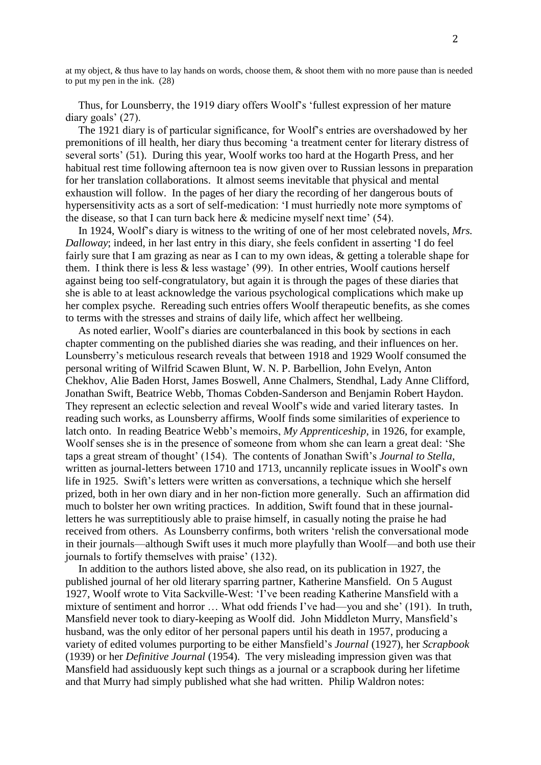at my object, & thus have to lay hands on words, choose them, & shoot them with no more pause than is needed to put my pen in the ink. (28)

Thus, for Lounsberry, the 1919 diary offers Woolf's 'fullest expression of her mature diary goals' (27).

The 1921 diary is of particular significance, for Woolf's entries are overshadowed by her premonitions of ill health, her diary thus becoming 'a treatment center for literary distress of several sorts' (51). During this year, Woolf works too hard at the Hogarth Press, and her habitual rest time following afternoon tea is now given over to Russian lessons in preparation for her translation collaborations. It almost seems inevitable that physical and mental exhaustion will follow. In the pages of her diary the recording of her dangerous bouts of hypersensitivity acts as a sort of self-medication: 'I must hurriedly note more symptoms of the disease, so that I can turn back here & medicine myself next time' (54).

In 1924, Woolf's diary is witness to the writing of one of her most celebrated novels, *Mrs. Dalloway*; indeed, in her last entry in this diary, she feels confident in asserting 'I do feel fairly sure that I am grazing as near as I can to my own ideas, & getting a tolerable shape for them. I think there is less & less wastage' (99). In other entries, Woolf cautions herself against being too self-congratulatory, but again it is through the pages of these diaries that she is able to at least acknowledge the various psychological complications which make up her complex psyche. Rereading such entries offers Woolf therapeutic benefits, as she comes to terms with the stresses and strains of daily life, which affect her wellbeing.

As noted earlier, Woolf's diaries are counterbalanced in this book by sections in each chapter commenting on the published diaries she was reading, and their influences on her. Lounsberry's meticulous research reveals that between 1918 and 1929 Woolf consumed the personal writing of Wilfrid Scawen Blunt, W. N. P. Barbellion, John Evelyn, Anton Chekhov, Alie Baden Horst, James Boswell, Anne Chalmers, Stendhal, Lady Anne Clifford, Jonathan Swift, Beatrice Webb, Thomas Cobden-Sanderson and Benjamin Robert Haydon. They represent an eclectic selection and reveal Woolf's wide and varied literary tastes. In reading such works, as Lounsberry affirms, Woolf finds some similarities of experience to latch onto. In reading Beatrice Webb's memoirs, *My Apprenticeship*, in 1926, for example, Woolf senses she is in the presence of someone from whom she can learn a great deal: 'She taps a great stream of thought' (154). The contents of Jonathan Swift's *Journal to Stella*, written as journal-letters between 1710 and 1713, uncannily replicate issues in Woolf's own life in 1925. Swift's letters were written as conversations, a technique which she herself prized, both in her own diary and in her non-fiction more generally. Such an affirmation did much to bolster her own writing practices. In addition, Swift found that in these journal-letters he was surreptitiously able to praise himself, in casually noting the praise he had received from others. As Lounsberry confirms, both writers 'relish the conversational mode in their journals—although Swift uses it much more playfully than Woolf—and both use their journals to fortify themselves with praise' (132).

In addition to the authors listed above, she also read, on its publication in 1927, the published journal of her old literary sparring partner, Katherine Mansfield. On 5 August 1927, Woolf wrote to Vita Sackville-West: 'I've been reading Katherine Mansfield with a mixture of sentiment and horror … What odd friends I've had—you and she' (191). In truth, Mansfield never took to diary-keeping as Woolf did. John Middleton Murry, Mansfield's husband, was the only editor of her personal papers until his death in 1957, producing a variety of edited volumes purporting to be either Mansfield's *Journal* (1927), her *Scrapbook* (1939) or her *Definitive Journal* (1954). The very misleading impression given was that Mansfield had assiduously kept such things as a journal or a scrapbook during her lifetime and that Murry had simply published what she had written. Philip Waldron notes: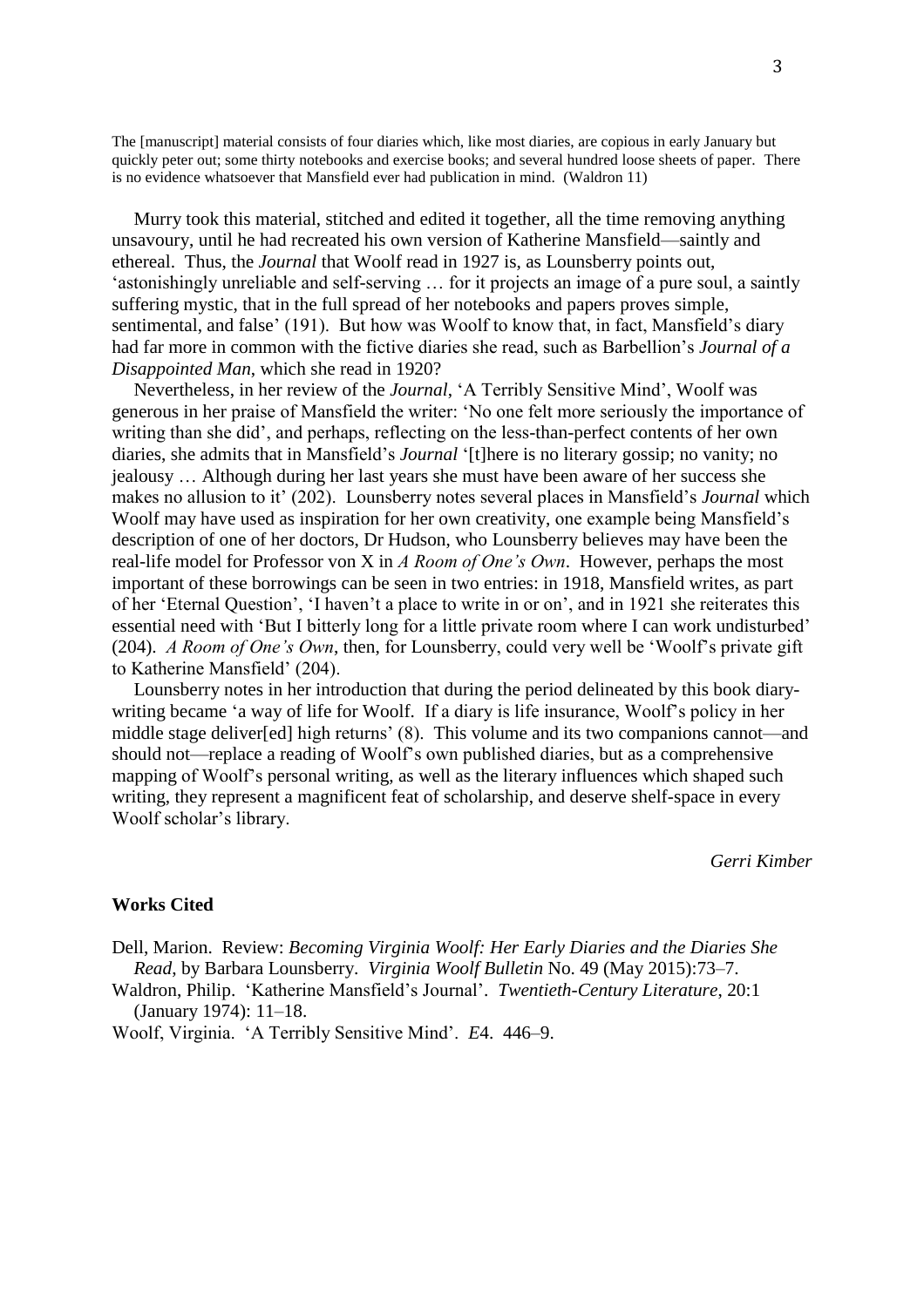> The [manuscript] material consists of four diaries which, like most diaries, are copious in early January but quickly peter out; some thirty notebooks and exercise books; and several hundred loose sheets of paper. There is no evidence whatsoever that Mansfield ever had publication in mind. (Waldron 11)

Murry took this material, stitched and edited it together, all the time removing anything unsavoury, until he had recreated his own version of Katherine Mansfield—saintly and ethereal. Thus, the *Journal* that Woolf read in 1927 is, as Lounsberry points out, 'astonishingly unreliable and self-serving … for it projects an image of a pure soul, a saintly suffering mystic, that in the full spread of her notebooks and papers proves simple, sentimental, and false' (191). But how was Woolf to know that, in fact, Mansfield's diary had far more in common with the fictive diaries she read, such as Barbellion's *Journal of a Disappointed Man*, which she read in 1920?

Nevertheless, in her review of the *Journal*, 'A Terribly Sensitive Mind', Woolf was generous in her praise of Mansfield the writer: 'No one felt more seriously the importance of writing than she did', and perhaps, reflecting on the less-than-perfect contents of her own diaries, she admits that in Mansfield's *Journal* '[t]here is no literary gossip; no vanity; no jealousy … Although during her last years she must have been aware of her success she makes no allusion to it' (202). Lounsberry notes several places in Mansfield's *Journal* which Woolf may have used as inspiration for her own creativity, one example being Mansfield's description of one of her doctors, Dr Hudson, who Lounsberry believes may have been the real-life model for Professor von X in *A Room of One's Own*. However, perhaps the most important of these borrowings can be seen in two entries: in 1918, Mansfield writes, as part of her 'Eternal Question', 'I haven't a place to write in or on', and in 1921 she reiterates this essential need with 'But I bitterly long for a little private room where I can work undisturbed' (204). *A Room of One's Own*, then, for Lounsberry, could very well be 'Woolf's private gift to Katherine Mansfield' (204).

Lounsberry notes in her introduction that during the period delineated by this book diary-writing became 'a way of life for Woolf. If a diary is life insurance, Woolf's policy in her middle stage deliver[ed] high returns' (8). This volume and its two companions cannot—and should not—replace a reading of Woolf's own published diaries, but as a comprehensive mapping of Woolf's personal writing, as well as the literary influences which shaped such writing, they represent a magnificent feat of scholarship, and deserve shelf-space in every Woolf scholar's library.

*Gerri Kimber*

**Works Cited**

Dell, Marion. Review: *Becoming Virginia Woolf: Her Early Diaries and the Diaries She Read*, by Barbara Lounsberry. *Virginia Woolf Bulletin* No. 49 (May 2015):73–7.

Waldron, Philip. 'Katherine Mansfield's Journal'. *Twentieth-Century Literature*, 20:1 (January 1974): 11–18.

Woolf, Virginia. 'A Terribly Sensitive Mind'. *E*4. 446–9.